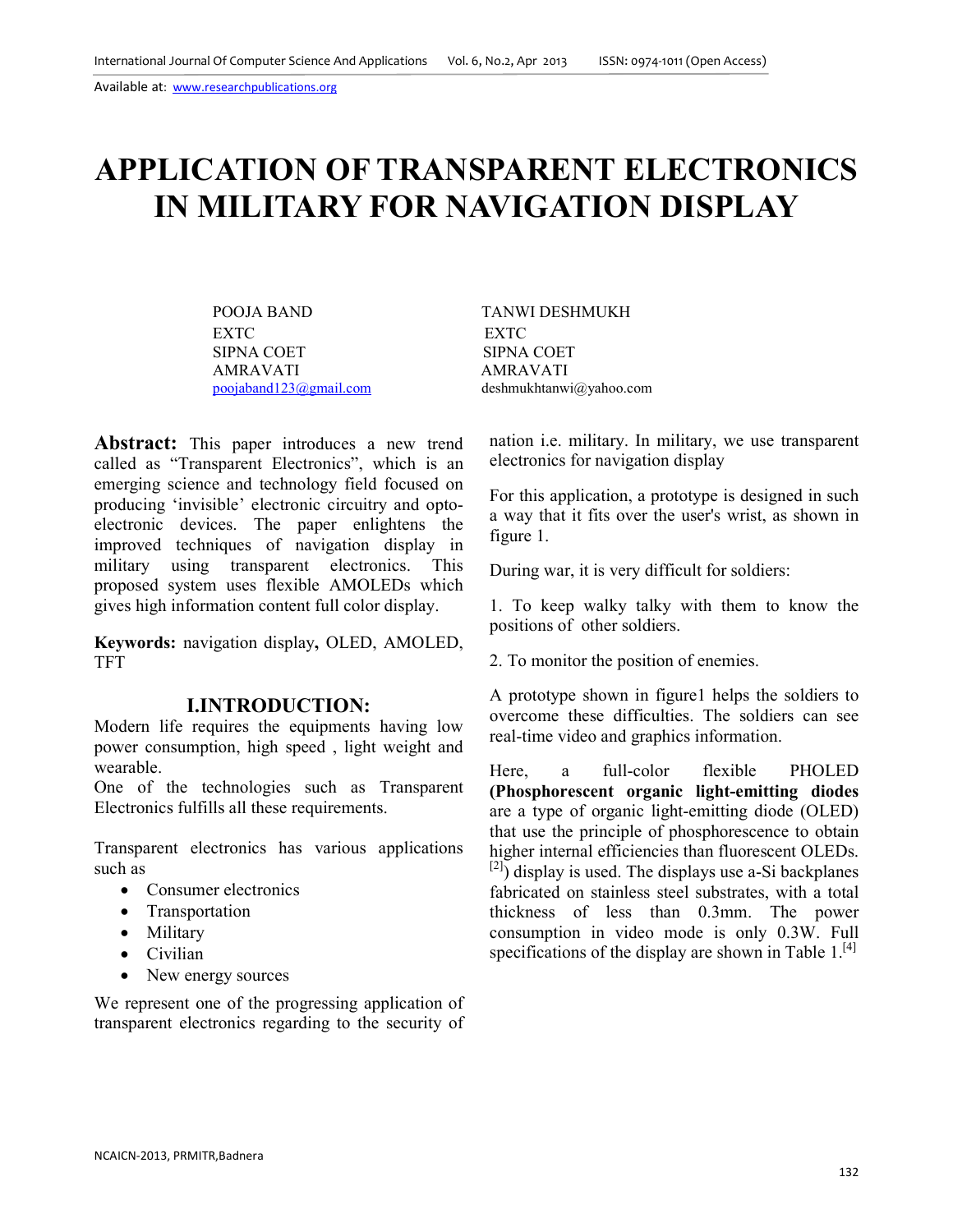Available at: www.researchpublications.org

# APPLICATION OF TRANSPARENT ELECTRONICS IN MILITARY FOR NAVIGATION DISPLAY

POOJA BAND
EXTC
SIPNA COET
AMRAVATI
poojaband123@gmail.com

TANWI DESHMUKH
EXTC
SIPNA COET
AMRAVATI
deshmukhtanwi@yahoo.com

**Abstract:** This paper introduces a new trend called as "Transparent Electronics", which is an emerging science and technology field focused on producing 'invisible' electronic circuitry and opto-electronic devices. The paper enlightens the improved techniques of navigation display in military using transparent electronics. This proposed system uses flexible AMOLEDs which gives high information content full color display.

**Keywords:** navigation display**,** OLED, AMOLED, TFT

## I.INTRODUCTION:

Modern life requires the equipments having low power consumption, high speed , light weight and wearable.
One of the technologies such as Transparent Electronics fulfills all these requirements.

Transparent electronics has various applications such as

- Consumer electronics
- Transportation
- Military
- Civilian
- New energy sources

We represent one of the progressing application of transparent electronics regarding to the security of nation i.e. military. In military, we use transparent electronics for navigation display

For this application, a prototype is designed in such a way that it fits over the user's wrist, as shown in figure 1.

During war, it is very difficult for soldiers:

1. To keep walky talky with them to know the positions of other soldiers.

2. To monitor the position of enemies.

A prototype shown in figure1 helps the soldiers to overcome these difficulties. The soldiers can see real-time video and graphics information.

Here, a full-color flexible PHOLED **(Phosphorescent organic light-emitting diodes** are a type of organic light-emitting diode (OLED) that use the principle of phosphorescence to obtain higher internal efficiencies than fluorescent OLEDs. [2]) display is used. The displays use a-Si backplanes fabricated on stainless steel substrates, with a total thickness of less than 0.3mm. The power consumption in video mode is only 0.3W. Full specifications of the display are shown in Table 1.[4]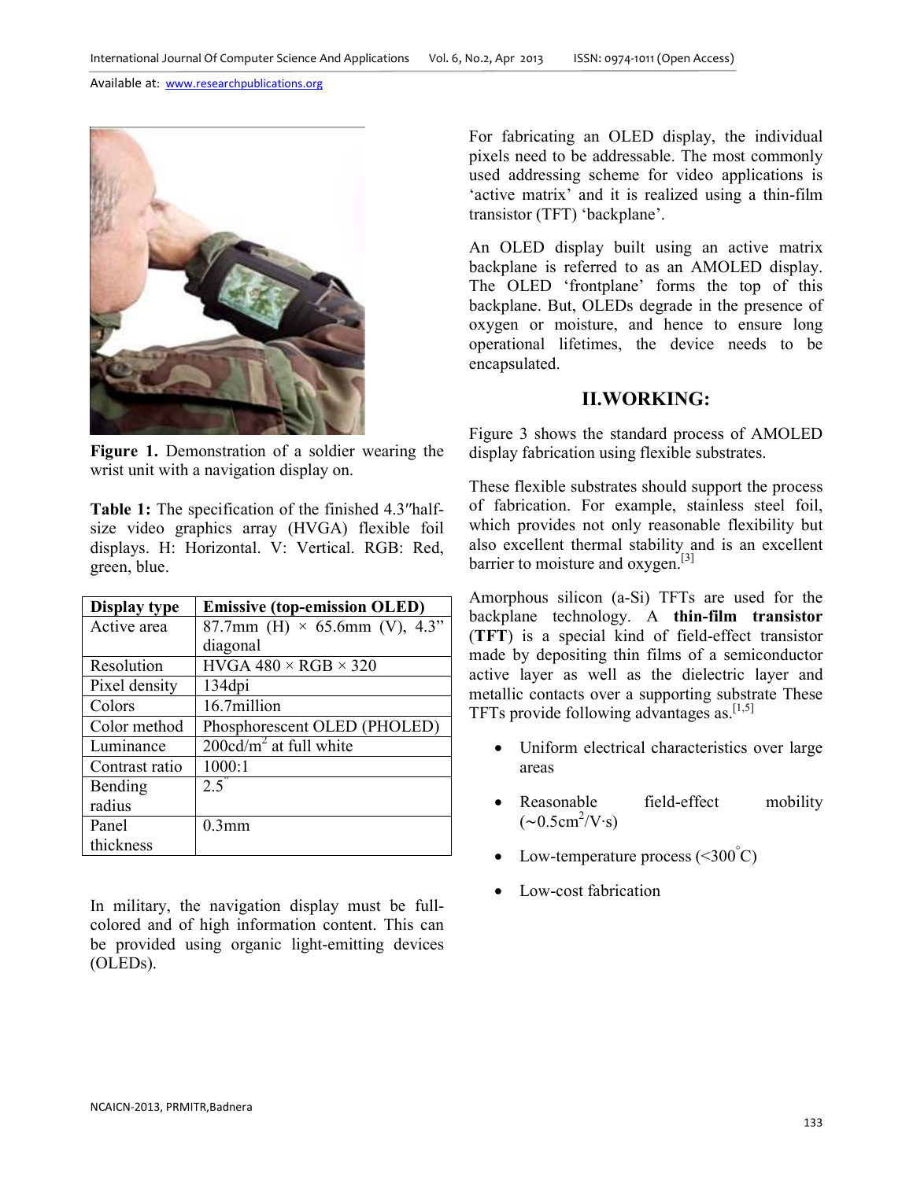**Figure 1.** Demonstration of a soldier wearing the wrist unit with a navigation display on.

**Table 1:** The specification of the finished 4.3″half-size video graphics array (HVGA) flexible foil displays. H: Horizontal. V: Vertical. RGB: Red, green, blue.

| Display type | Emissive (top-emission OLED) |
|---|---|
| Active area | 87.7mm (H) × 65.6mm (V), 4.3" diagonal |
| Resolution | HVGA 480 × RGB × 320 |
| Pixel density | 134dpi |
| Colors | 16.7million |
| Color method | Phosphorescent OLED (PHOLED) |
| Luminance | 200cd/$m^2$ at full white |
| Contrast ratio | 1000:1 |
| Bending radius | 2.5" |
| Panel thickness | 0.3mm |

In military, the navigation display must be full-colored and of high information content. This can be provided using organic light-emitting devices (OLEDs).

For fabricating an OLED display, the individual pixels need to be addressable. The most commonly used addressing scheme for video applications is 'active matrix' and it is realized using a thin-film transistor (TFT) 'backplane'.

An OLED display built using an active matrix backplane is referred to as an AMOLED display. The OLED 'frontplane' forms the top of this backplane. But, OLEDs degrade in the presence of oxygen or moisture, and hence to ensure long operational lifetimes, the device needs to be encapsulated.

## II.WORKING:

Figure 3 shows the standard process of AMOLED display fabrication using flexible substrates.

These flexible substrates should support the process of fabrication. For example, stainless steel foil, which provides not only reasonable flexibility but also excellent thermal stability and is an excellent barrier to moisture and oxygen.[3]

Amorphous silicon (a-Si) TFTs are used for the backplane technology. A **thin-film transistor** (**TFT**) is a special kind of field-effect transistor made by depositing thin films of a semiconductor active layer as well as the dielectric layer and metallic contacts over a supporting substrate These TFTs provide following advantages as.[1,5]

- Uniform electrical characteristics over large areas
- Reasonable field-effect mobility (~0.5$cm^2$/V·s)
- Low-temperature process (<300$^\circ$C)
- Low-cost fabrication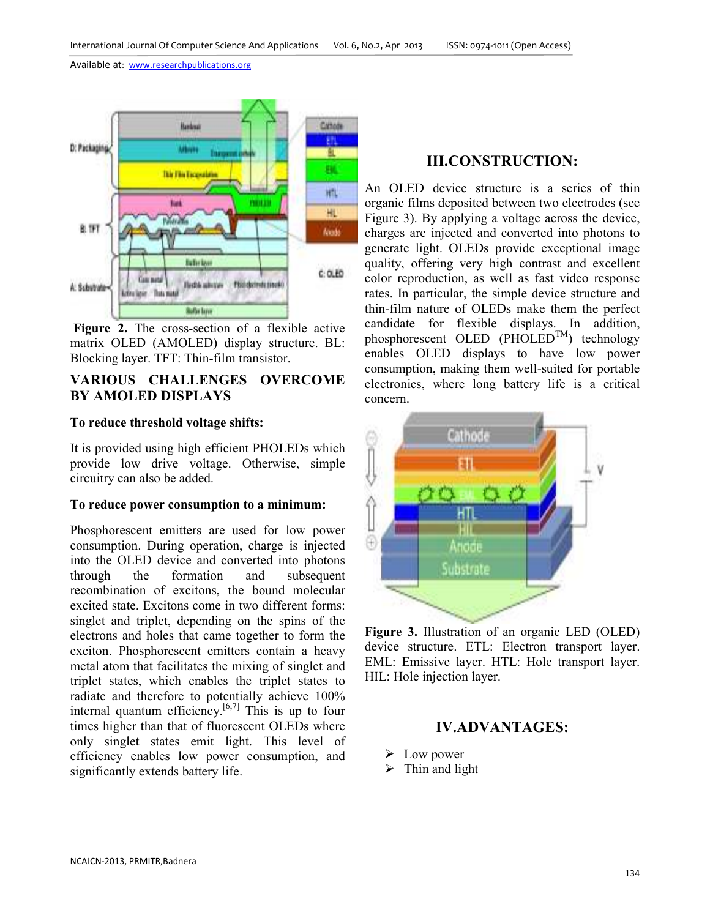**Figure 2.** The cross-section of a flexible active matrix OLED (AMOLED) display structure. BL: Blocking layer. TFT: Thin-film transistor.

## VARIOUS CHALLENGES OVERCOME BY AMOLED DISPLAYS

**To reduce threshold voltage shifts:**

It is provided using high efficient PHOLEDs which provide low drive voltage. Otherwise, simple circuitry can also be added.

**To reduce power consumption to a minimum:**

Phosphorescent emitters are used for low power consumption. During operation, charge is injected into the OLED device and converted into photons through the formation and subsequent recombination of excitons, the bound molecular excited state. Excitons come in two different forms: singlet and triplet, depending on the spins of the electrons and holes that came together to form the exciton. Phosphorescent emitters contain a heavy metal atom that facilitates the mixing of singlet and triplet states, which enables the triplet states to radiate and therefore to potentially achieve 100% internal quantum efficiency.[6,7] This is up to four times higher than that of fluorescent OLEDs where only singlet states emit light. This level of efficiency enables low power consumption, and significantly extends battery life.

## III.CONSTRUCTION:

An OLED device structure is a series of thin organic films deposited between two electrodes (see Figure 3). By applying a voltage across the device, charges are injected and converted into photons to generate light. OLEDs provide exceptional image quality, offering very high contrast and excellent color reproduction, as well as fast video response rates. In particular, the simple device structure and thin-film nature of OLEDs make them the perfect candidate for flexible displays. In addition, phosphorescent OLED (PHOLED™) technology enables OLED displays to have low power consumption, making them well-suited for portable electronics, where long battery life is a critical concern.

**Figure 3.** Illustration of an organic LED (OLED) device structure. ETL: Electron transport layer. EML: Emissive layer. HTL: Hole transport layer. HIL: Hole injection layer.

## IV.ADVANTAGES:

- Low power
- Thin and light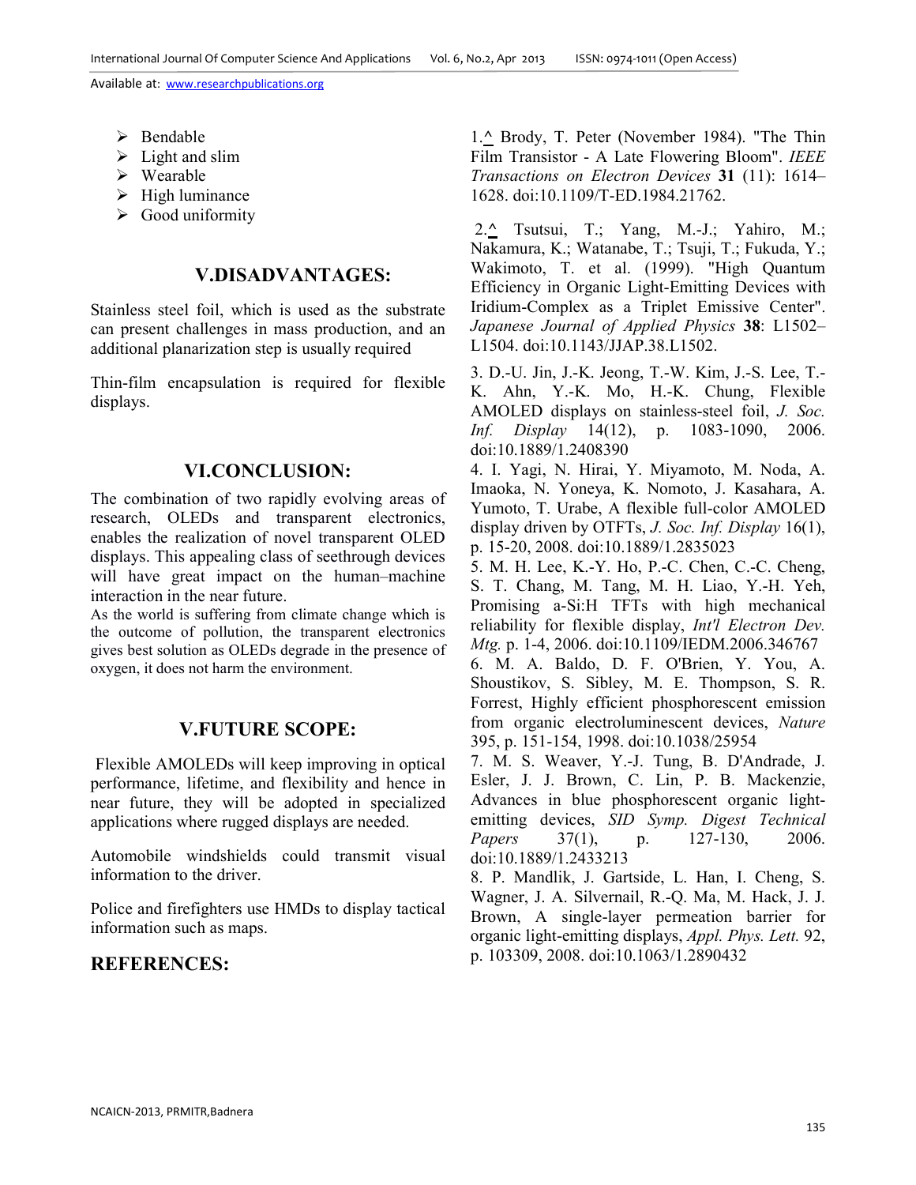- Bendable
- Light and slim
- Wearable
- High luminance
- Good uniformity

## V.DISADVANTAGES:

Stainless steel foil, which is used as the substrate can present challenges in mass production, and an additional planarization step is usually required

Thin-film encapsulation is required for flexible displays.

## VI.CONCLUSION:

The combination of two rapidly evolving areas of research, OLEDs and transparent electronics, enables the realization of novel transparent OLED displays. This appealing class of seethrough devices will have great impact on the human–machine interaction in the near future.

As the world is suffering from climate change which is the outcome of pollution, the transparent electronics gives best solution as OLEDs degrade in the presence of oxygen, it does not harm the environment.

## V.FUTURE SCOPE:

Flexible AMOLEDs will keep improving in optical performance, lifetime, and flexibility and hence in near future, they will be adopted in specialized applications where rugged displays are needed.

Automobile windshields could transmit visual information to the driver.

Police and firefighters use HMDs to display tactical information such as maps.

## REFERENCES:

1.^ Brody, T. Peter (November 1984). "The Thin Film Transistor - A Late Flowering Bloom". *IEEE Transactions on Electron Devices* **31** (11): 1614–1628. doi:10.1109/T-ED.1984.21762.

2.^ Tsutsui, T.; Yang, M.-J.; Yahiro, M.; Nakamura, K.; Watanabe, T.; Tsuji, T.; Fukuda, Y.; Wakimoto, T. et al. (1999). "High Quantum Efficiency in Organic Light-Emitting Devices with Iridium-Complex as a Triplet Emissive Center". *Japanese Journal of Applied Physics* **38**: L1502–L1504. doi:10.1143/JJAP.38.L1502.

3. D.-U. Jin, J.-K. Jeong, T.-W. Kim, J.-S. Lee, T.-K. Ahn, Y.-K. Mo, H.-K. Chung, Flexible AMOLED displays on stainless-steel foil, *J. Soc. Inf. Display* 14(12), p. 1083-1090, 2006. doi:10.1889/1.2408390

4. I. Yagi, N. Hirai, Y. Miyamoto, M. Noda, A. Imaoka, N. Yoneya, K. Nomoto, J. Kasahara, A. Yumoto, T. Urabe, A flexible full-color AMOLED display driven by OTFTs, *J. Soc. Inf. Display* 16(1), p. 15-20, 2008. doi:10.1889/1.2835023

5. M. H. Lee, K.-Y. Ho, P.-C. Chen, C.-C. Cheng, S. T. Chang, M. Tang, M. H. Liao, Y.-H. Yeh, Promising a-Si:H TFTs with high mechanical reliability for flexible display, *Int'l Electron Dev. Mtg.* p. 1-4, 2006. doi:10.1109/IEDM.2006.346767

6. M. A. Baldo, D. F. O'Brien, Y. You, A. Shoustikov, S. Sibley, M. E. Thompson, S. R. Forrest, Highly efficient phosphorescent emission from organic electroluminescent devices, *Nature* 395, p. 151-154, 1998. doi:10.1038/25954

7. M. S. Weaver, Y.-J. Tung, B. D'Andrade, J. Esler, J. J. Brown, C. Lin, P. B. Mackenzie, Advances in blue phosphorescent organic light-emitting devices, *SID Symp. Digest Technical Papers* 37(1), p. 127-130, 2006. doi:10.1889/1.2433213

8. P. Mandlik, J. Gartside, L. Han, I. Cheng, S. Wagner, J. A. Silvernail, R.-Q. Ma, M. Hack, J. J. Brown, A single-layer permeation barrier for organic light-emitting displays, *Appl. Phys. Lett.* 92, p. 103309, 2008. doi:10.1063/1.2890432